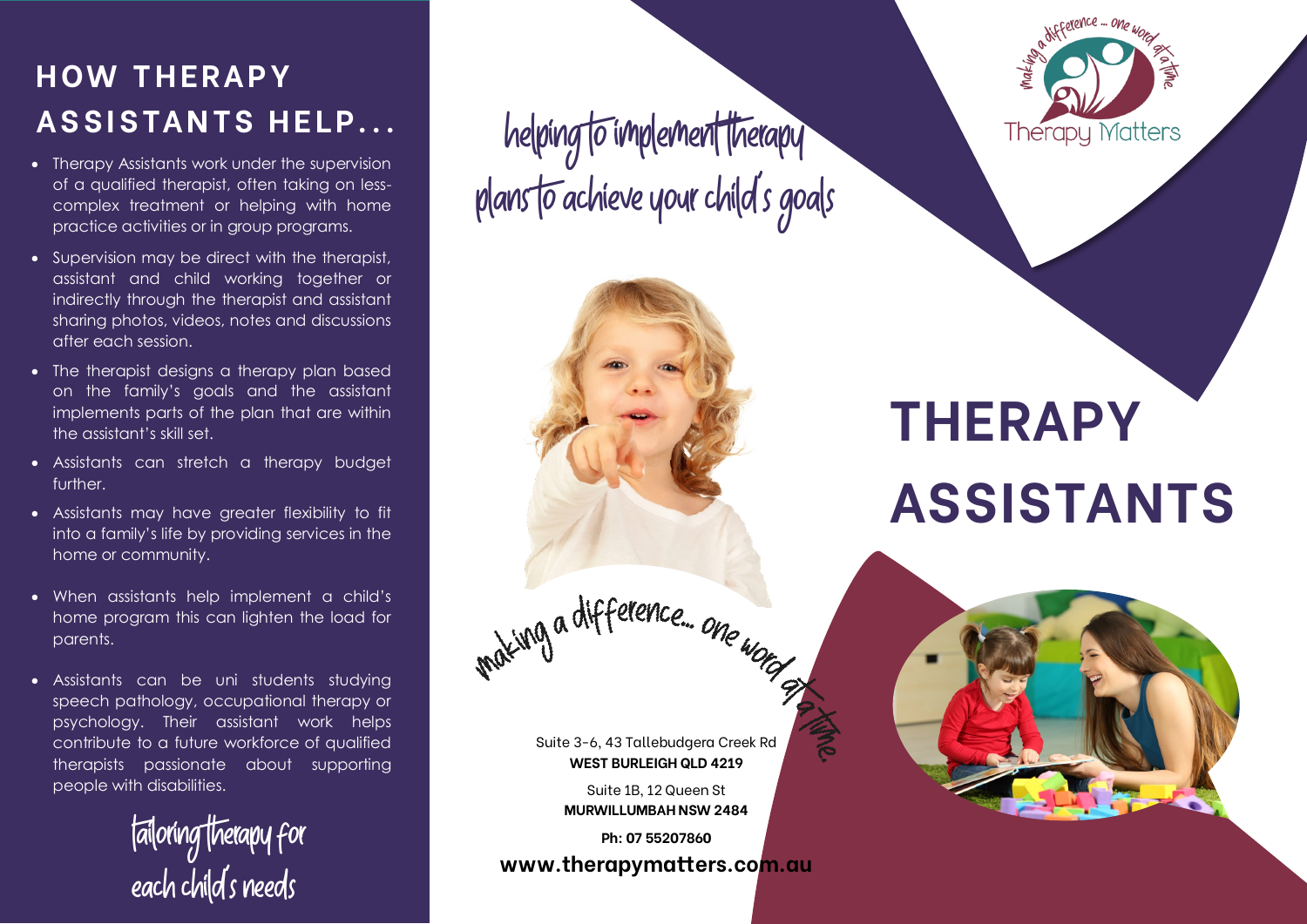## HOW THERAPY ASSISTANTS HELP...

- Therapy Assistants work under the supervision of a qualified therapist, often taking on less-complex treatment or helping with home practice activities or in group programs.
- Supervision may be direct with the therapist, assistant and child working together or indirectly through the therapist and assistant sharing photos, videos, notes and discussions after each session.
- The therapist designs a therapy plan based on the family's goals and the assistant implements parts of the plan that are within the assistant's skill set.
- Assistants can stretch a therapy budget further.
- Assistants may have greater flexibility to fit into a family's life by providing services in the home or community.
- When assistants help implement a child's home program this can lighten the load for parents.
- Assistants can be uni students studying speech pathology, occupational therapy or psychology. Their assistant work helps contribute to a future workforce of qualified therapists passionate about supporting people with disabilities.

*tailoring therapy for each child's needs*

*helping to implement therapy plans to achieve your child's goals*

*making a difference... one word at a time.*

Suite 3-6, 43 Tallebudgera Creek Rd
**WEST BURLEIGH QLD 4219**

Suite 1B, 12 Queen St
**MURWILLUMBAH NSW 2484**

**Ph: 07 55207860**

**www.therapymatters.com.au**

making a difference ... one word at a time.

Therapy Matters

# THERAPY ASSISTANTS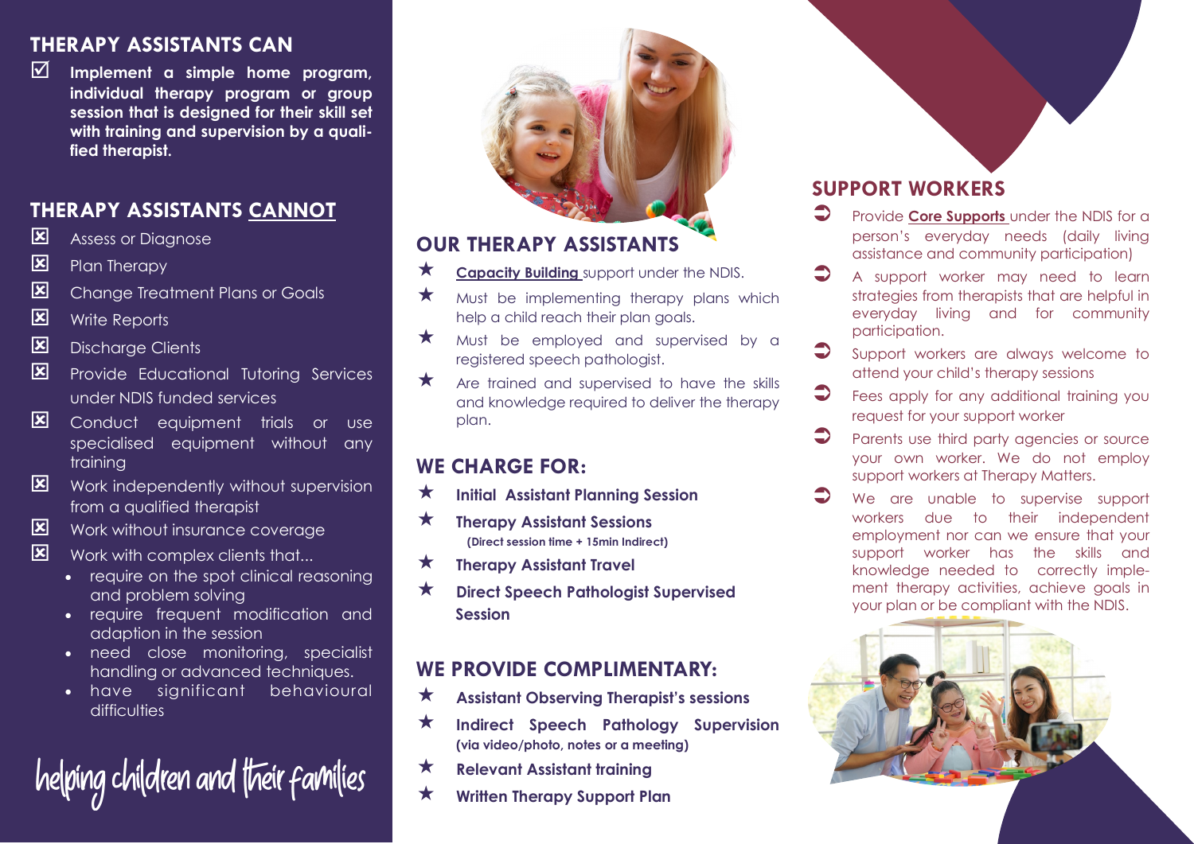## THERAPY ASSISTANTS CAN

☑ **Implement a simple home program, individual therapy program or group session that is designed for their skill set with training and supervision by a qualified therapist.**

## THERAPY ASSISTANTS CANNOT

- ☒ Assess or Diagnose
- ☒ Plan Therapy
- ☒ Change Treatment Plans or Goals
- ☒ Write Reports
- ☒ Discharge Clients
- ☒ Provide Educational Tutoring Services under NDIS funded services
- ☒ Conduct equipment trials or use specialised equipment without any training
- ☒ Work independently without supervision from a qualified therapist
- ☒ Work without insurance coverage
- ☒ Work with complex clients that...
  - require on the spot clinical reasoning and problem solving
  - require frequent modification and adaption in the session
  - need close monitoring, specialist handling or advanced techniques.
  - have significant behavioural difficulties

helping children and their families

## OUR THERAPY ASSISTANTS

- ★ **Capacity Building** support under the NDIS.
- ★ Must be implementing therapy plans which help a child reach their plan goals.
- ★ Must be employed and supervised by a registered speech pathologist.
- ★ Are trained and supervised to have the skills and knowledge required to deliver the therapy plan.

## WE CHARGE FOR:

- ★ **Initial Assistant Planning Session**
- ★ **Therapy Assistant Sessions**
  **(Direct session time + 15min Indirect)**
- ★ **Therapy Assistant Travel**
- ★ **Direct Speech Pathologist Supervised Session**

## WE PROVIDE COMPLIMENTARY:

- ★ **Assistant Observing Therapist's sessions**
- ★ **Indirect Speech Pathology Supervision**
  **(via video/photo, notes or a meeting)**
- ★ **Relevant Assistant training**
- ★ **Written Therapy Support Plan**

## SUPPORT WORKERS

- Provide **Core Supports** under the NDIS for a person's everyday needs (daily living assistance and community participation)
- A support worker may need to learn strategies from therapists that are helpful in everyday living and for community participation.
- Support workers are always welcome to attend your child's therapy sessions
- Fees apply for any additional training you request for your support worker
- Parents use third party agencies or source your own worker. We do not employ support workers at Therapy Matters.
- We are unable to supervise support workers due to their independent employment nor can we ensure that your support worker has the skills and knowledge needed to correctly implement therapy activities, achieve goals in your plan or be compliant with the NDIS.